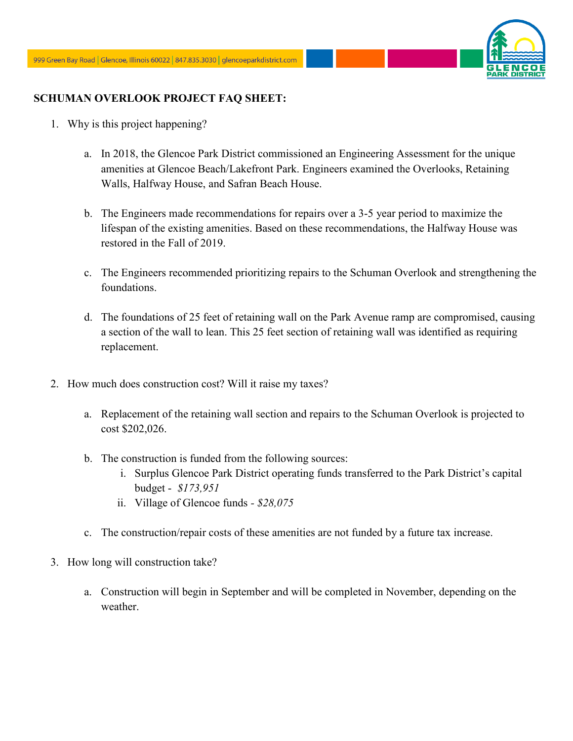999 Green Bay Road | Glencoe, Illinois 60022 | 847.835.3030 | glencoeparkdistrict.com

**SCHUMAN OVERLOOK PROJECT FAQ SHEET:**

1. Why is this project happening?

    a. In 2018, the Glencoe Park District commissioned an Engineering Assessment for the unique amenities at Glencoe Beach/Lakefront Park. Engineers examined the Overlooks, Retaining Walls, Halfway House, and Safran Beach House.

    b. The Engineers made recommendations for repairs over a 3-5 year period to maximize the lifespan of the existing amenities. Based on these recommendations, the Halfway House was restored in the Fall of 2019.

    c. The Engineers recommended prioritizing repairs to the Schuman Overlook and strengthening the foundations.

    d. The foundations of 25 feet of retaining wall on the Park Avenue ramp are compromised, causing a section of the wall to lean. This 25 feet section of retaining wall was identified as requiring replacement.

2. How much does construction cost? Will it raise my taxes?

    a. Replacement of the retaining wall section and repairs to the Schuman Overlook is projected to cost $202,026.

    b. The construction is funded from the following sources:
        i. Surplus Glencoe Park District operating funds transferred to the Park District's capital budget - *$173,951*
        ii. Village of Glencoe funds - *$28,075*

    c. The construction/repair costs of these amenities are not funded by a future tax increase.

3. How long will construction take?

    a. Construction will begin in September and will be completed in November, depending on the weather.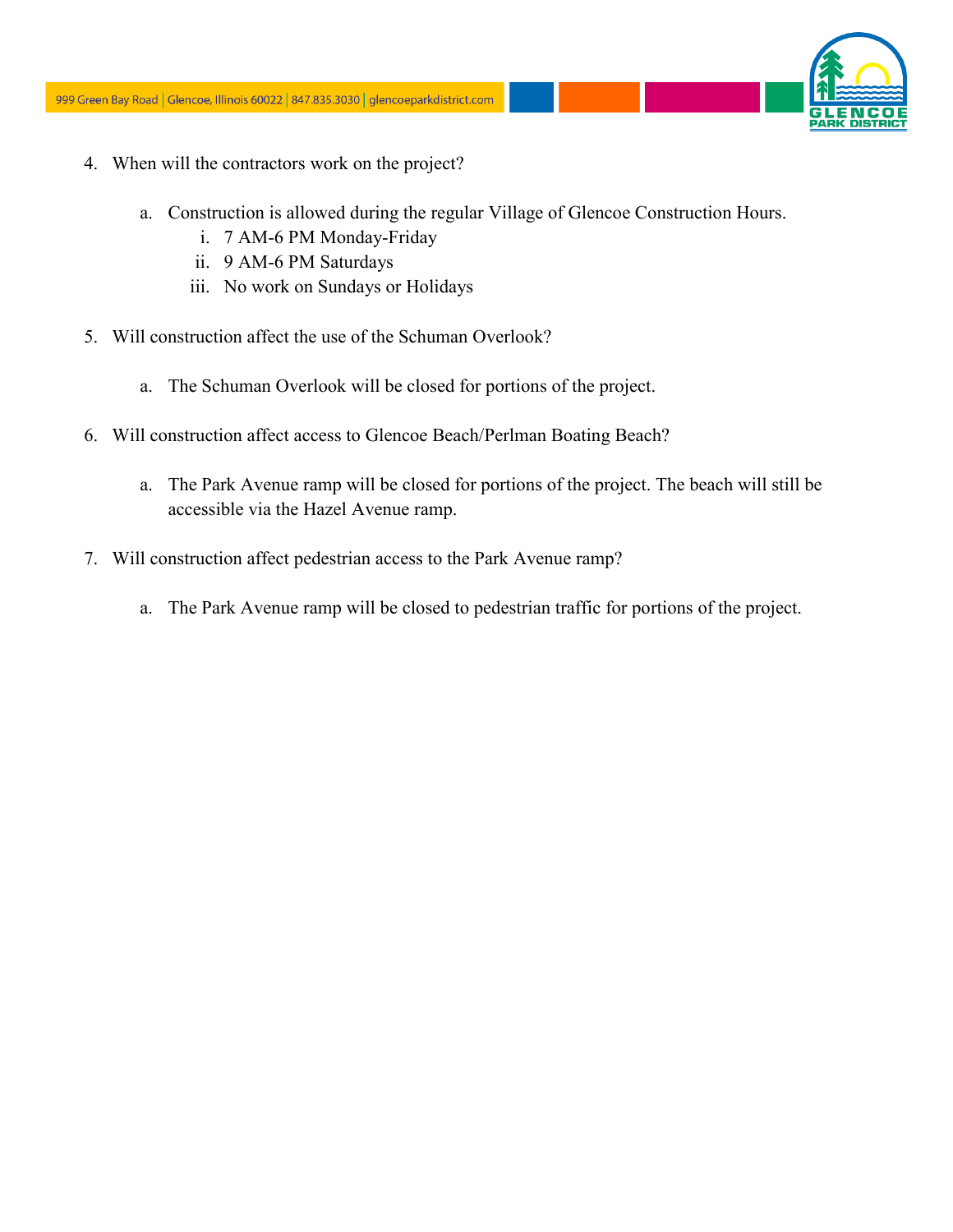4. When will the contractors work on the project?

    a. Construction is allowed during the regular Village of Glencoe Construction Hours.
        i. 7 AM-6 PM Monday-Friday
        ii. 9 AM-6 PM Saturdays
        iii. No work on Sundays or Holidays

5. Will construction affect the use of the Schuman Overlook?

    a. The Schuman Overlook will be closed for portions of the project.

6. Will construction affect access to Glencoe Beach/Perlman Boating Beach?

    a. The Park Avenue ramp will be closed for portions of the project. The beach will still be accessible via the Hazel Avenue ramp.

7. Will construction affect pedestrian access to the Park Avenue ramp?

    a. The Park Avenue ramp will be closed to pedestrian traffic for portions of the project.